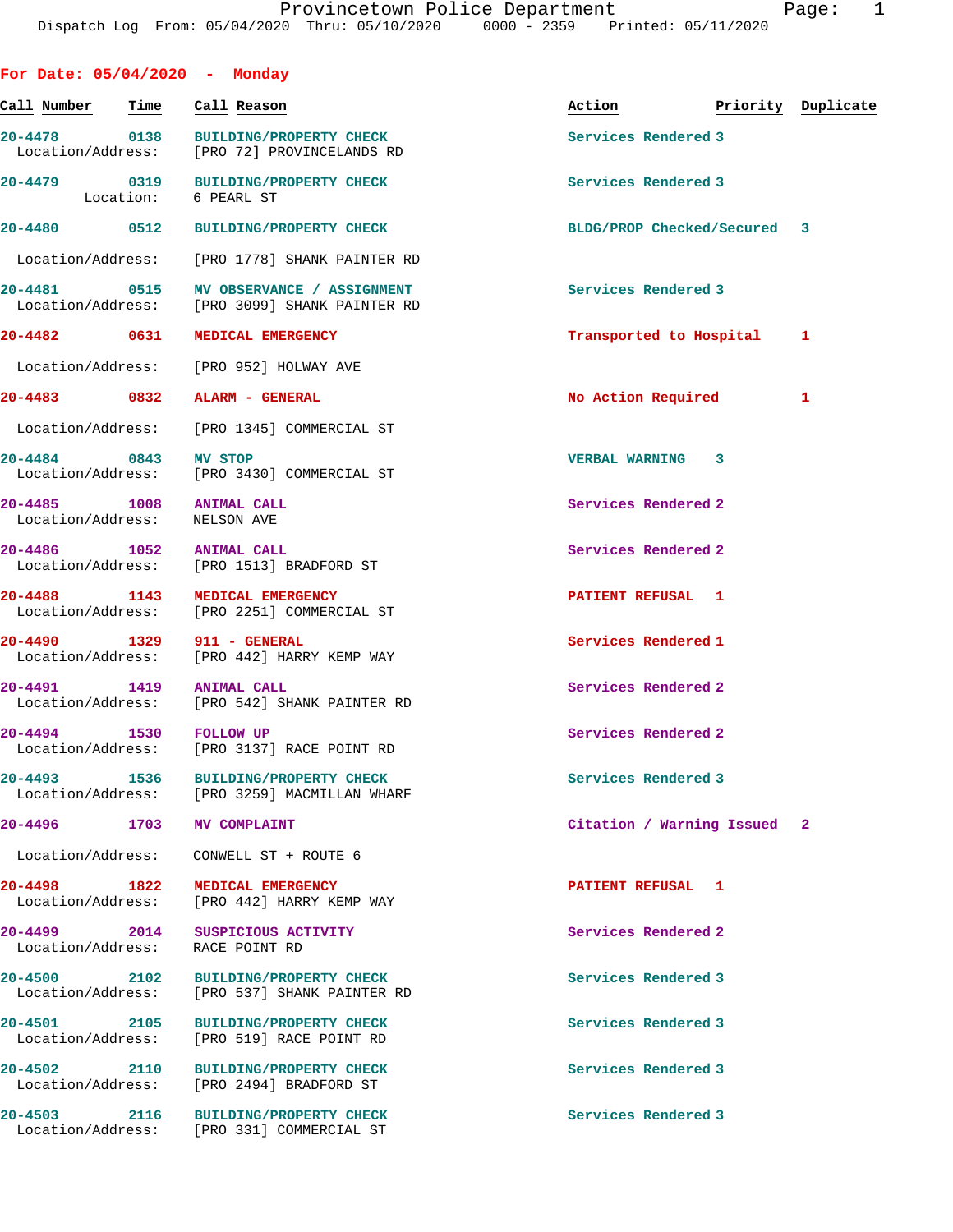Provincetown Police Department
Dispatch Log From: 05/04/2020 Thru: 05/10/2020 0000 - 2359 Printed: 05/11/2020

## For Date: 05/04/2020 - Monday

| Call Number | Time | Call Reason | Action | Priority | Duplicate |
|---|---|---|---|---|---|
| 20-4478 | 0138 | BUILDING/PROPERTY CHECK | Services Rendered | 3 | |
| | | Location/Address: [PRO 72] PROVINCELANDS RD | | | |
| 20-4479 | 0319 | BUILDING/PROPERTY CHECK | Services Rendered | 3 | |
| | | Location: 6 PEARL ST | | | |
| 20-4480 | 0512 | BUILDING/PROPERTY CHECK | BLDG/PROP Checked/Secured | 3 | |
| | | Location/Address: [PRO 1778] SHANK PAINTER RD | | | |
| 20-4481 | 0515 | MV OBSERVANCE / ASSIGNMENT | Services Rendered | 3 | |
| | | Location/Address: [PRO 3099] SHANK PAINTER RD | | | |
| 20-4482 | 0631 | MEDICAL EMERGENCY | Transported to Hospital | 1 | |
| | | Location/Address: [PRO 952] HOLWAY AVE | | | |
| 20-4483 | 0832 | ALARM - GENERAL | No Action Required | 1 | |
| | | Location/Address: [PRO 1345] COMMERCIAL ST | | | |
| 20-4484 | 0843 | MV STOP | VERBAL WARNING | 3 | |
| | | Location/Address: [PRO 3430] COMMERCIAL ST | | | |
| 20-4485 | 1008 | ANIMAL CALL | Services Rendered | 2 | |
| | | Location/Address: NELSON AVE | | | |
| 20-4486 | 1052 | ANIMAL CALL | Services Rendered | 2 | |
| | | Location/Address: [PRO 1513] BRADFORD ST | | | |
| 20-4488 | 1143 | MEDICAL EMERGENCY | PATIENT REFUSAL | 1 | |
| | | Location/Address: [PRO 2251] COMMERCIAL ST | | | |
| 20-4490 | 1329 | 911 - GENERAL | Services Rendered | 1 | |
| | | Location/Address: [PRO 442] HARRY KEMP WAY | | | |
| 20-4491 | 1419 | ANIMAL CALL | Services Rendered | 2 | |
| | | Location/Address: [PRO 542] SHANK PAINTER RD | | | |
| 20-4494 | 1530 | FOLLOW UP | Services Rendered | 2 | |
| | | Location/Address: [PRO 3137] RACE POINT RD | | | |
| 20-4493 | 1536 | BUILDING/PROPERTY CHECK | Services Rendered | 3 | |
| | | Location/Address: [PRO 3259] MACMILLAN WHARF | | | |
| 20-4496 | 1703 | MV COMPLAINT | Citation / Warning Issued | 2 | |
| | | Location/Address: CONWELL ST + ROUTE 6 | | | |
| 20-4498 | 1822 | MEDICAL EMERGENCY | PATIENT REFUSAL | 1 | |
| | | Location/Address: [PRO 442] HARRY KEMP WAY | | | |
| 20-4499 | 2014 | SUSPICIOUS ACTIVITY | Services Rendered | 2 | |
| | | Location/Address: RACE POINT RD | | | |
| 20-4500 | 2102 | BUILDING/PROPERTY CHECK | Services Rendered | 3 | |
| | | Location/Address: [PRO 537] SHANK PAINTER RD | | | |
| 20-4501 | 2105 | BUILDING/PROPERTY CHECK | Services Rendered | 3 | |
| | | Location/Address: [PRO 519] RACE POINT RD | | | |
| 20-4502 | 2110 | BUILDING/PROPERTY CHECK | Services Rendered | 3 | |
| | | Location/Address: [PRO 2494] BRADFORD ST | | | |
| 20-4503 | 2116 | BUILDING/PROPERTY CHECK | Services Rendered | 3 | |
| | | Location/Address: [PRO 331] COMMERCIAL ST | | | |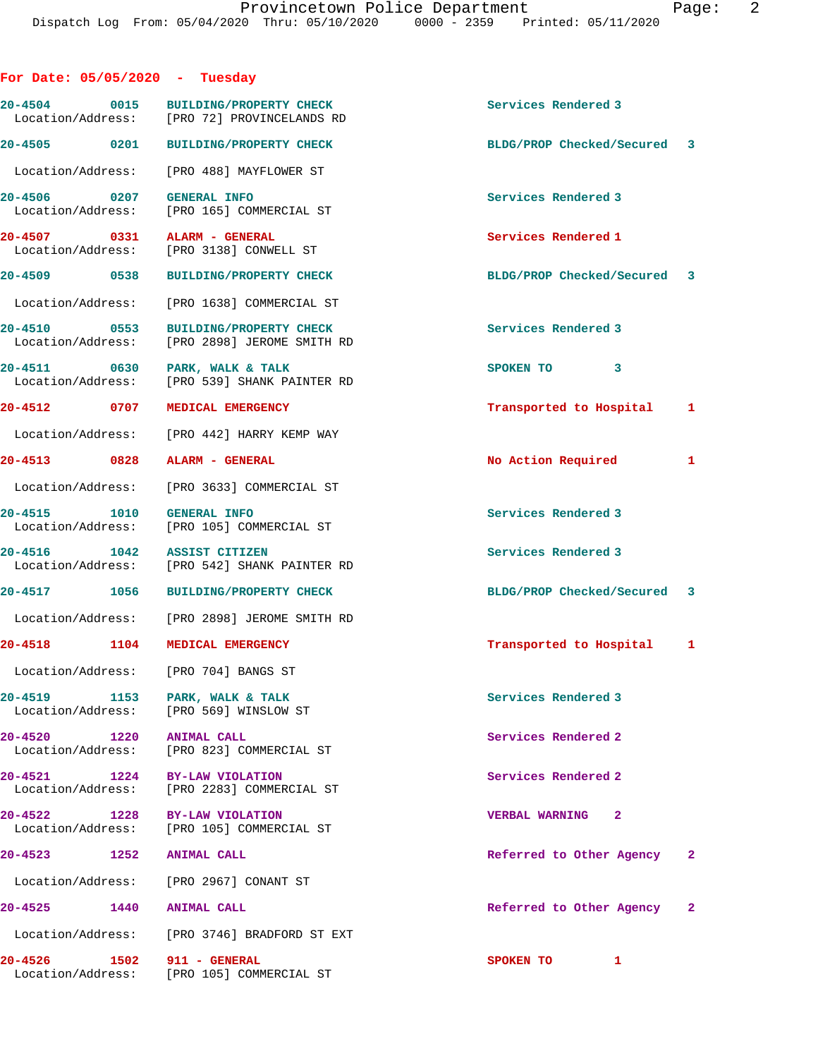## For Date: 05/05/2020 - Tuesday

| Call # | Time | Call Reason | Action | Priority |
|---|---|---|---|---|
| 20-4504 | 0015 | BUILDING/PROPERTY CHECK | Services Rendered | 3 |
| | | Location/Address: [PRO 72] PROVINCELANDS RD | | |
| 20-4505 | 0201 | BUILDING/PROPERTY CHECK | BLDG/PROP Checked/Secured | 3 |
| | | Location/Address: [PRO 488] MAYFLOWER ST | | |
| 20-4506 | 0207 | GENERAL INFO | Services Rendered | 3 |
| | | Location/Address: [PRO 165] COMMERCIAL ST | | |
| 20-4507 | 0331 | ALARM - GENERAL | Services Rendered | 1 |
| | | Location/Address: [PRO 3138] CONWELL ST | | |
| 20-4509 | 0538 | BUILDING/PROPERTY CHECK | BLDG/PROP Checked/Secured | 3 |
| | | Location/Address: [PRO 1638] COMMERCIAL ST | | |
| 20-4510 | 0553 | BUILDING/PROPERTY CHECK | Services Rendered | 3 |
| | | Location/Address: [PRO 2898] JEROME SMITH RD | | |
| 20-4511 | 0630 | PARK, WALK & TALK | SPOKEN TO | 3 |
| | | Location/Address: [PRO 539] SHANK PAINTER RD | | |
| 20-4512 | 0707 | MEDICAL EMERGENCY | Transported to Hospital | 1 |
| | | Location/Address: [PRO 442] HARRY KEMP WAY | | |
| 20-4513 | 0828 | ALARM - GENERAL | No Action Required | 1 |
| | | Location/Address: [PRO 3633] COMMERCIAL ST | | |
| 20-4515 | 1010 | GENERAL INFO | Services Rendered | 3 |
| | | Location/Address: [PRO 105] COMMERCIAL ST | | |
| 20-4516 | 1042 | ASSIST CITIZEN | Services Rendered | 3 |
| | | Location/Address: [PRO 542] SHANK PAINTER RD | | |
| 20-4517 | 1056 | BUILDING/PROPERTY CHECK | BLDG/PROP Checked/Secured | 3 |
| | | Location/Address: [PRO 2898] JEROME SMITH RD | | |
| 20-4518 | 1104 | MEDICAL EMERGENCY | Transported to Hospital | 1 |
| | | Location/Address: [PRO 704] BANGS ST | | |
| 20-4519 | 1153 | PARK, WALK & TALK | Services Rendered | 3 |
| | | Location/Address: [PRO 569] WINSLOW ST | | |
| 20-4520 | 1220 | ANIMAL CALL | Services Rendered | 2 |
| | | Location/Address: [PRO 823] COMMERCIAL ST | | |
| 20-4521 | 1224 | BY-LAW VIOLATION | Services Rendered | 2 |
| | | Location/Address: [PRO 2283] COMMERCIAL ST | | |
| 20-4522 | 1228 | BY-LAW VIOLATION | VERBAL WARNING | 2 |
| | | Location/Address: [PRO 105] COMMERCIAL ST | | |
| 20-4523 | 1252 | ANIMAL CALL | Referred to Other Agency | 2 |
| | | Location/Address: [PRO 2967] CONANT ST | | |
| 20-4525 | 1440 | ANIMAL CALL | Referred to Other Agency | 2 |
| | | Location/Address: [PRO 3746] BRADFORD ST EXT | | |
| 20-4526 | 1502 | 911 - GENERAL | SPOKEN TO | 1 |
| | | Location/Address: [PRO 105] COMMERCIAL ST | | |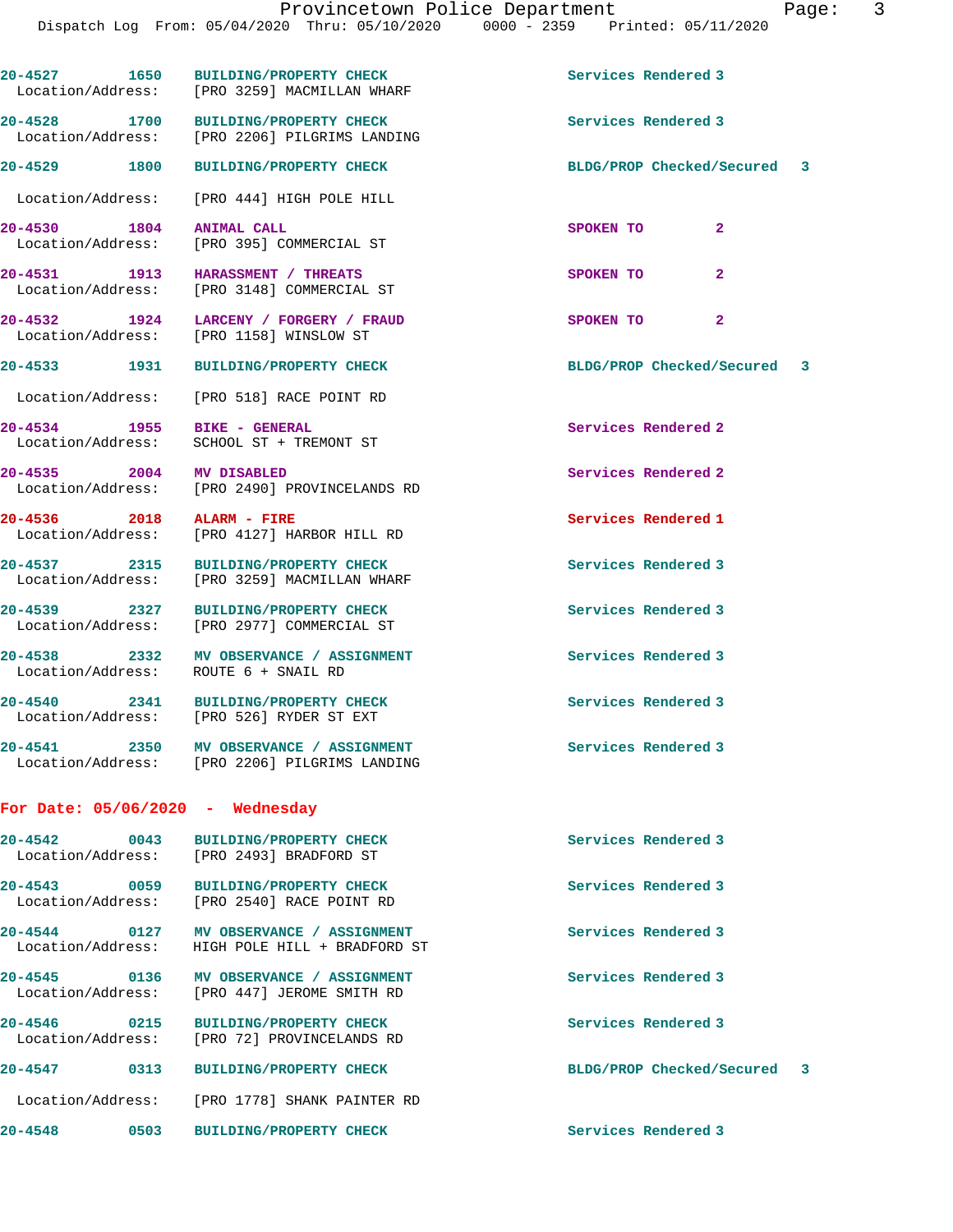| Call # | Time | Call Type | Disposition |
|---|---|---|---|
| 20-4527 | 1650 | BUILDING/PROPERTY CHECK | Services Rendered 3 |
| Location/Address: | | [PRO 3259] MACMILLAN WHARF | |
| 20-4528 | 1700 | BUILDING/PROPERTY CHECK | Services Rendered 3 |
| Location/Address: | | [PRO 2206] PILGRIMS LANDING | |
| 20-4529 | 1800 | BUILDING/PROPERTY CHECK | BLDG/PROP Checked/Secured 3 |
| Location/Address: | | [PRO 444] HIGH POLE HILL | |
| 20-4530 | 1804 | ANIMAL CALL | SPOKEN TO 2 |
| Location/Address: | | [PRO 395] COMMERCIAL ST | |
| 20-4531 | 1913 | HARASSMENT / THREATS | SPOKEN TO 2 |
| Location/Address: | | [PRO 3148] COMMERCIAL ST | |
| 20-4532 | 1924 | LARCENY / FORGERY / FRAUD | SPOKEN TO 2 |
| Location/Address: | | [PRO 1158] WINSLOW ST | |
| 20-4533 | 1931 | BUILDING/PROPERTY CHECK | BLDG/PROP Checked/Secured 3 |
| Location/Address: | | [PRO 518] RACE POINT RD | |
| 20-4534 | 1955 | BIKE - GENERAL | Services Rendered 2 |
| Location/Address: | | SCHOOL ST + TREMONT ST | |
| 20-4535 | 2004 | MV DISABLED | Services Rendered 2 |
| Location/Address: | | [PRO 2490] PROVINCELANDS RD | |
| 20-4536 | 2018 | ALARM - FIRE | Services Rendered 1 |
| Location/Address: | | [PRO 4127] HARBOR HILL RD | |
| 20-4537 | 2315 | BUILDING/PROPERTY CHECK | Services Rendered 3 |
| Location/Address: | | [PRO 3259] MACMILLAN WHARF | |
| 20-4539 | 2327 | BUILDING/PROPERTY CHECK | Services Rendered 3 |
| Location/Address: | | [PRO 2977] COMMERCIAL ST | |
| 20-4538 | 2332 | MV OBSERVANCE / ASSIGNMENT | Services Rendered 3 |
| Location/Address: | | ROUTE 6 + SNAIL RD | |
| 20-4540 | 2341 | BUILDING/PROPERTY CHECK | Services Rendered 3 |
| Location/Address: | | [PRO 526] RYDER ST EXT | |
| 20-4541 | 2350 | MV OBSERVANCE / ASSIGNMENT | Services Rendered 3 |
| Location/Address: | | [PRO 2206] PILGRIMS LANDING | |

## For Date: 05/06/2020 - Wednesday

| Call # | Time | Call Type | Disposition |
|---|---|---|---|
| 20-4542 | 0043 | BUILDING/PROPERTY CHECK | Services Rendered 3 |
| Location/Address: | | [PRO 2493] BRADFORD ST | |
| 20-4543 | 0059 | BUILDING/PROPERTY CHECK | Services Rendered 3 |
| Location/Address: | | [PRO 2540] RACE POINT RD | |
| 20-4544 | 0127 | MV OBSERVANCE / ASSIGNMENT | Services Rendered 3 |
| Location/Address: | | HIGH POLE HILL + BRADFORD ST | |
| 20-4545 | 0136 | MV OBSERVANCE / ASSIGNMENT | Services Rendered 3 |
| Location/Address: | | [PRO 447] JEROME SMITH RD | |
| 20-4546 | 0215 | BUILDING/PROPERTY CHECK | Services Rendered 3 |
| Location/Address: | | [PRO 72] PROVINCELANDS RD | |
| 20-4547 | 0313 | BUILDING/PROPERTY CHECK | BLDG/PROP Checked/Secured 3 |
| Location/Address: | | [PRO 1778] SHANK PAINTER RD | |
| 20-4548 | 0503 | BUILDING/PROPERTY CHECK | Services Rendered 3 |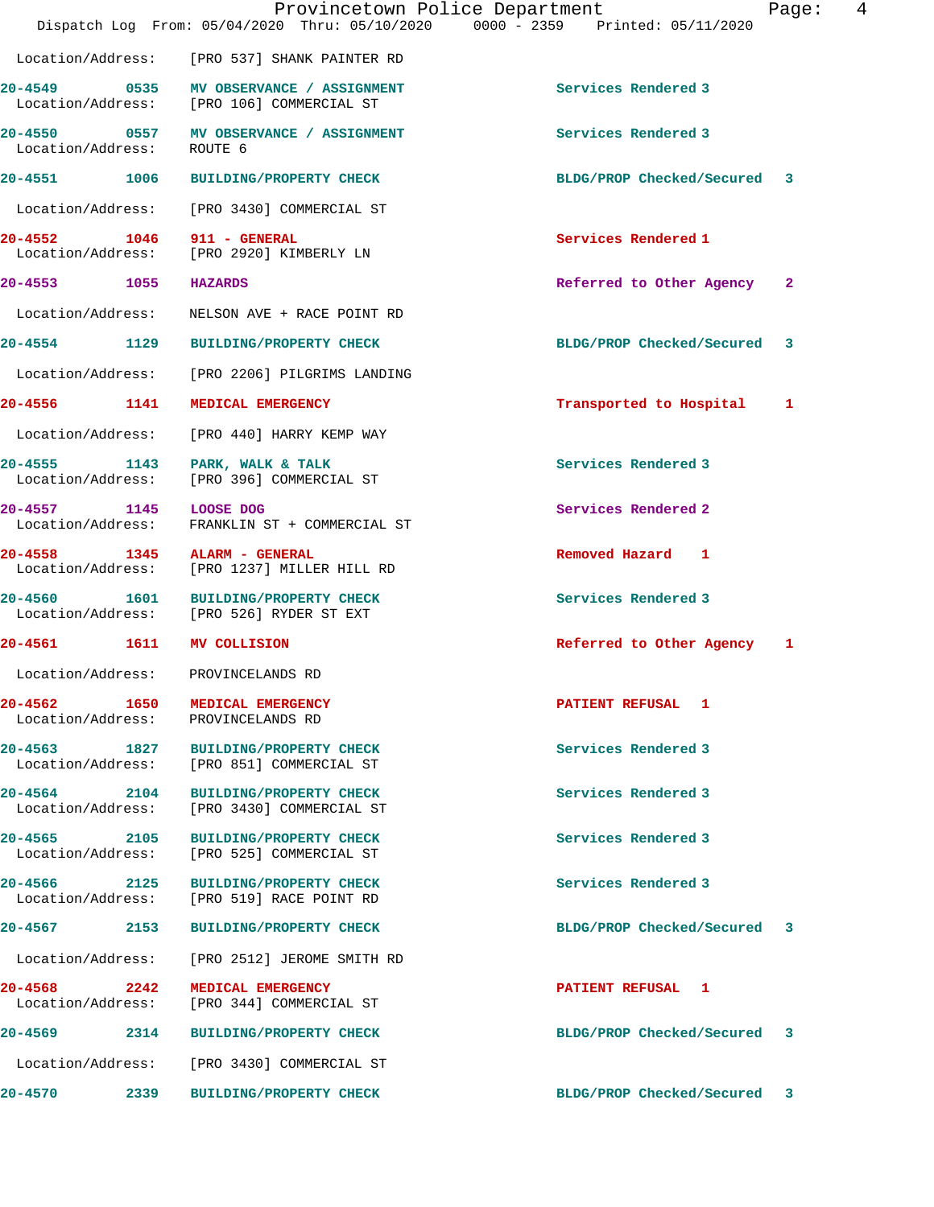Location/Address: [PRO 537] SHANK PAINTER RD

| Call # | Time | Call Type | Disposition | Priority |
|---|---|---|---|---|
| 20-4549 | 0535 | MV OBSERVANCE / ASSIGNMENT | Services Rendered | 3 |
| | | Location/Address: [PRO 106] COMMERCIAL ST | | |
| 20-4550 | 0557 | MV OBSERVANCE / ASSIGNMENT | Services Rendered | 3 |
| | | Location/Address: ROUTE 6 | | |
| 20-4551 | 1006 | BUILDING/PROPERTY CHECK | BLDG/PROP Checked/Secured | 3 |
| | | Location/Address: [PRO 3430] COMMERCIAL ST | | |
| 20-4552 | 1046 | 911 - GENERAL | Services Rendered | 1 |
| | | Location/Address: [PRO 2920] KIMBERLY LN | | |
| 20-4553 | 1055 | HAZARDS | Referred to Other Agency | 2 |
| | | Location/Address: NELSON AVE + RACE POINT RD | | |
| 20-4554 | 1129 | BUILDING/PROPERTY CHECK | BLDG/PROP Checked/Secured | 3 |
| | | Location/Address: [PRO 2206] PILGRIMS LANDING | | |
| 20-4556 | 1141 | MEDICAL EMERGENCY | Transported to Hospital | 1 |
| | | Location/Address: [PRO 440] HARRY KEMP WAY | | |
| 20-4555 | 1143 | PARK, WALK & TALK | Services Rendered | 3 |
| | | Location/Address: [PRO 396] COMMERCIAL ST | | |
| 20-4557 | 1145 | LOOSE DOG | Services Rendered | 2 |
| | | Location/Address: FRANKLIN ST + COMMERCIAL ST | | |
| 20-4558 | 1345 | ALARM - GENERAL | Removed Hazard | 1 |
| | | Location/Address: [PRO 1237] MILLER HILL RD | | |
| 20-4560 | 1601 | BUILDING/PROPERTY CHECK | Services Rendered | 3 |
| | | Location/Address: [PRO 526] RYDER ST EXT | | |
| 20-4561 | 1611 | MV COLLISION | Referred to Other Agency | 1 |
| | | Location/Address: PROVINCELANDS RD | | |
| 20-4562 | 1650 | MEDICAL EMERGENCY | PATIENT REFUSAL | 1 |
| | | Location/Address: PROVINCELANDS RD | | |
| 20-4563 | 1827 | BUILDING/PROPERTY CHECK | Services Rendered | 3 |
| | | Location/Address: [PRO 851] COMMERCIAL ST | | |
| 20-4564 | 2104 | BUILDING/PROPERTY CHECK | Services Rendered | 3 |
| | | Location/Address: [PRO 3430] COMMERCIAL ST | | |
| 20-4565 | 2105 | BUILDING/PROPERTY CHECK | Services Rendered | 3 |
| | | Location/Address: [PRO 525] COMMERCIAL ST | | |
| 20-4566 | 2125 | BUILDING/PROPERTY CHECK | Services Rendered | 3 |
| | | Location/Address: [PRO 519] RACE POINT RD | | |
| 20-4567 | 2153 | BUILDING/PROPERTY CHECK | BLDG/PROP Checked/Secured | 3 |
| | | Location/Address: [PRO 2512] JEROME SMITH RD | | |
| 20-4568 | 2242 | MEDICAL EMERGENCY | PATIENT REFUSAL | 1 |
| | | Location/Address: [PRO 344] COMMERCIAL ST | | |
| 20-4569 | 2314 | BUILDING/PROPERTY CHECK | BLDG/PROP Checked/Secured | 3 |
| | | Location/Address: [PRO 3430] COMMERCIAL ST | | |
| 20-4570 | 2339 | BUILDING/PROPERTY CHECK | BLDG/PROP Checked/Secured | 3 |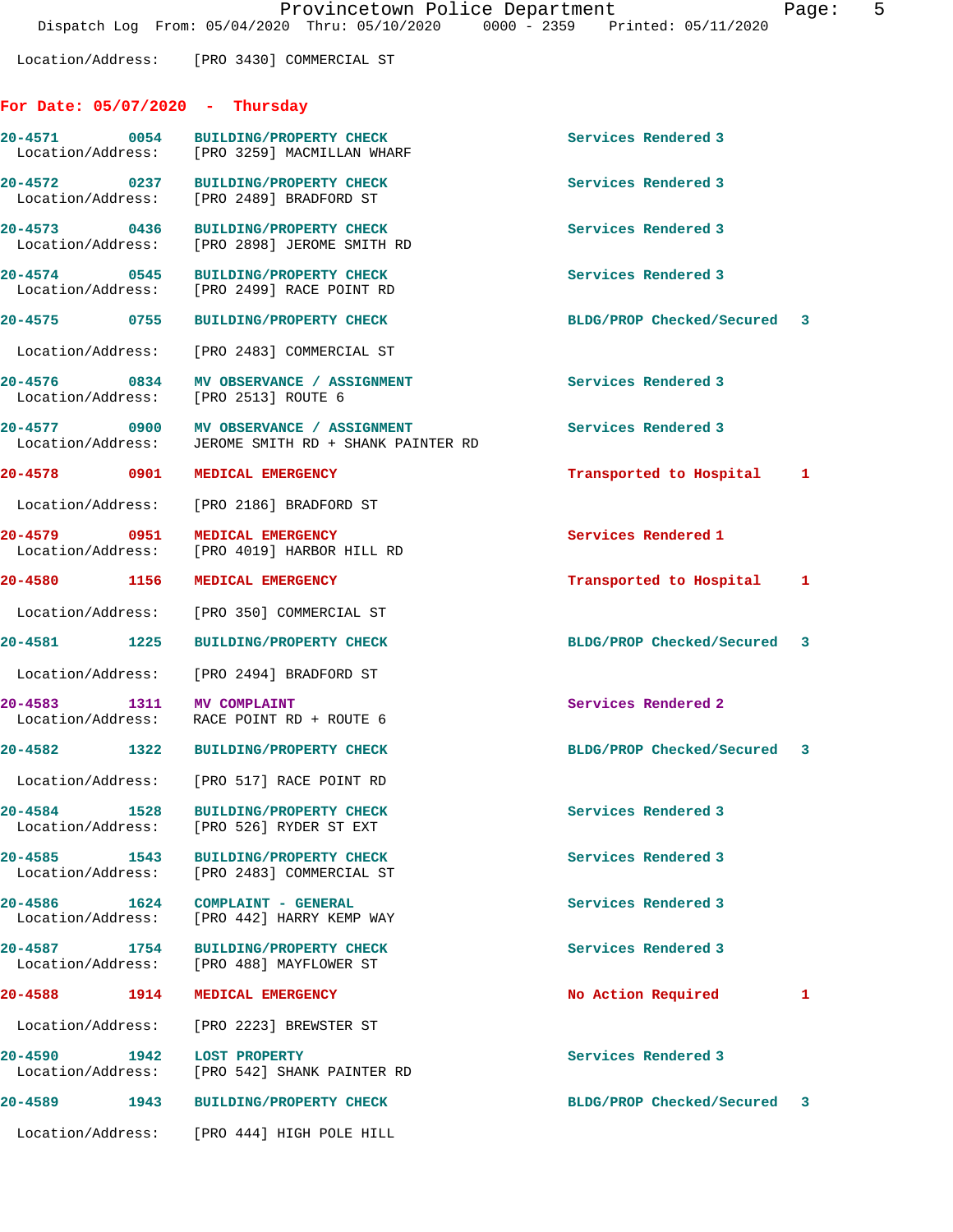Location/Address: [PRO 3430] COMMERCIAL ST

## For Date: 05/07/2020 - Thursday

20-4571 0054 BUILDING/PROPERTY CHECK Services Rendered 3
Location/Address: [PRO 3259] MACMILLAN WHARF

20-4572 0237 BUILDING/PROPERTY CHECK Services Rendered 3
Location/Address: [PRO 2489] BRADFORD ST

20-4573 0436 BUILDING/PROPERTY CHECK Services Rendered 3
Location/Address: [PRO 2898] JEROME SMITH RD

20-4574 0545 BUILDING/PROPERTY CHECK Services Rendered 3
Location/Address: [PRO 2499] RACE POINT RD

20-4575 0755 BUILDING/PROPERTY CHECK BLDG/PROP Checked/Secured 3
Location/Address: [PRO 2483] COMMERCIAL ST

20-4576 0834 MV OBSERVANCE / ASSIGNMENT Services Rendered 3
Location/Address: [PRO 2513] ROUTE 6

20-4577 0900 MV OBSERVANCE / ASSIGNMENT Services Rendered 3
Location/Address: JEROME SMITH RD + SHANK PAINTER RD

20-4578 0901 MEDICAL EMERGENCY Transported to Hospital 1
Location/Address: [PRO 2186] BRADFORD ST

20-4579 0951 MEDICAL EMERGENCY Services Rendered 1
Location/Address: [PRO 4019] HARBOR HILL RD

20-4580 1156 MEDICAL EMERGENCY Transported to Hospital 1
Location/Address: [PRO 350] COMMERCIAL ST

20-4581 1225 BUILDING/PROPERTY CHECK BLDG/PROP Checked/Secured 3
Location/Address: [PRO 2494] BRADFORD ST

20-4583 1311 MV COMPLAINT Services Rendered 2
Location/Address: RACE POINT RD + ROUTE 6

20-4582 1322 BUILDING/PROPERTY CHECK BLDG/PROP Checked/Secured 3
Location/Address: [PRO 517] RACE POINT RD

20-4584 1528 BUILDING/PROPERTY CHECK Services Rendered 3
Location/Address: [PRO 526] RYDER ST EXT

20-4585 1543 BUILDING/PROPERTY CHECK Services Rendered 3
Location/Address: [PRO 2483] COMMERCIAL ST

20-4586 1624 COMPLAINT - GENERAL Services Rendered 3
Location/Address: [PRO 442] HARRY KEMP WAY

20-4587 1754 BUILDING/PROPERTY CHECK Services Rendered 3
Location/Address: [PRO 488] MAYFLOWER ST

20-4588 1914 MEDICAL EMERGENCY No Action Required 1
Location/Address: [PRO 2223] BREWSTER ST

20-4590 1942 LOST PROPERTY Services Rendered 3
Location/Address: [PRO 542] SHANK PAINTER RD

20-4589 1943 BUILDING/PROPERTY CHECK BLDG/PROP Checked/Secured 3
Location/Address: [PRO 444] HIGH POLE HILL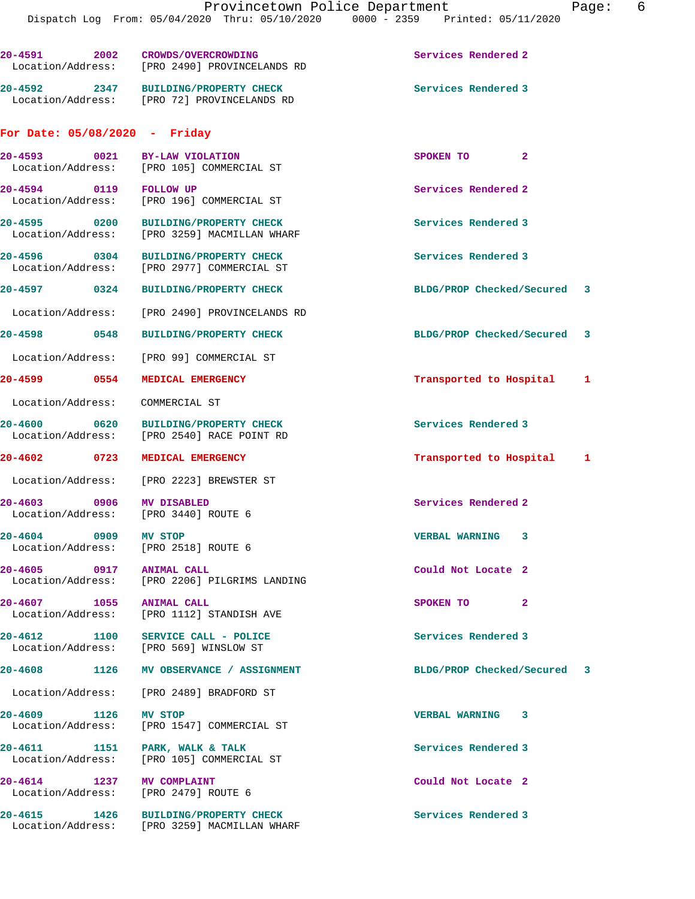| Call # | Time | Call Reason | Action | Priority |
|---|---|---|---|---|
| 20-4591 | 2002 | CROWDS/OVERCROWDING | Services Rendered | 2 |
| Location/Address: | | [PRO 2490] PROVINCELANDS RD | | |
| 20-4592 | 2347 | BUILDING/PROPERTY CHECK | Services Rendered | 3 |
| Location/Address: | | [PRO 72] PROVINCELANDS RD | | |

## For Date: 05/08/2020 - Friday

| Call # | Time | Call Reason | Action | Priority |
|---|---|---|---|---|
| 20-4593 | 0021 | BY-LAW VIOLATION | SPOKEN TO | 2 |
| Location/Address: | | [PRO 105] COMMERCIAL ST | | |
| 20-4594 | 0119 | FOLLOW UP | Services Rendered | 2 |
| Location/Address: | | [PRO 196] COMMERCIAL ST | | |
| 20-4595 | 0200 | BUILDING/PROPERTY CHECK | Services Rendered | 3 |
| Location/Address: | | [PRO 3259] MACMILLAN WHARF | | |
| 20-4596 | 0304 | BUILDING/PROPERTY CHECK | Services Rendered | 3 |
| Location/Address: | | [PRO 2977] COMMERCIAL ST | | |
| 20-4597 | 0324 | BUILDING/PROPERTY CHECK | BLDG/PROP Checked/Secured | 3 |
| Location/Address: | | [PRO 2490] PROVINCELANDS RD | | |
| 20-4598 | 0548 | BUILDING/PROPERTY CHECK | BLDG/PROP Checked/Secured | 3 |
| Location/Address: | | [PRO 99] COMMERCIAL ST | | |
| 20-4599 | 0554 | MEDICAL EMERGENCY | Transported to Hospital | 1 |
| Location/Address: | | COMMERCIAL ST | | |
| 20-4600 | 0620 | BUILDING/PROPERTY CHECK | Services Rendered | 3 |
| Location/Address: | | [PRO 2540] RACE POINT RD | | |
| 20-4602 | 0723 | MEDICAL EMERGENCY | Transported to Hospital | 1 |
| Location/Address: | | [PRO 2223] BREWSTER ST | | |
| 20-4603 | 0906 | MV DISABLED | Services Rendered | 2 |
| Location/Address: | | [PRO 3440] ROUTE 6 | | |
| 20-4604 | 0909 | MV STOP | VERBAL WARNING | 3 |
| Location/Address: | | [PRO 2518] ROUTE 6 | | |
| 20-4605 | 0917 | ANIMAL CALL | Could Not Locate | 2 |
| Location/Address: | | [PRO 2206] PILGRIMS LANDING | | |
| 20-4607 | 1055 | ANIMAL CALL | SPOKEN TO | 2 |
| Location/Address: | | [PRO 1112] STANDISH AVE | | |
| 20-4612 | 1100 | SERVICE CALL - POLICE | Services Rendered | 3 |
| Location/Address: | | [PRO 569] WINSLOW ST | | |
| 20-4608 | 1126 | MV OBSERVANCE / ASSIGNMENT | BLDG/PROP Checked/Secured | 3 |
| Location/Address: | | [PRO 2489] BRADFORD ST | | |
| 20-4609 | 1126 | MV STOP | VERBAL WARNING | 3 |
| Location/Address: | | [PRO 1547] COMMERCIAL ST | | |
| 20-4611 | 1151 | PARK, WALK & TALK | Services Rendered | 3 |
| Location/Address: | | [PRO 105] COMMERCIAL ST | | |
| 20-4614 | 1237 | MV COMPLAINT | Could Not Locate | 2 |
| Location/Address: | | [PRO 2479] ROUTE 6 | | |
| 20-4615 | 1426 | BUILDING/PROPERTY CHECK | Services Rendered | 3 |
| Location/Address: | | [PRO 3259] MACMILLAN WHARF | | |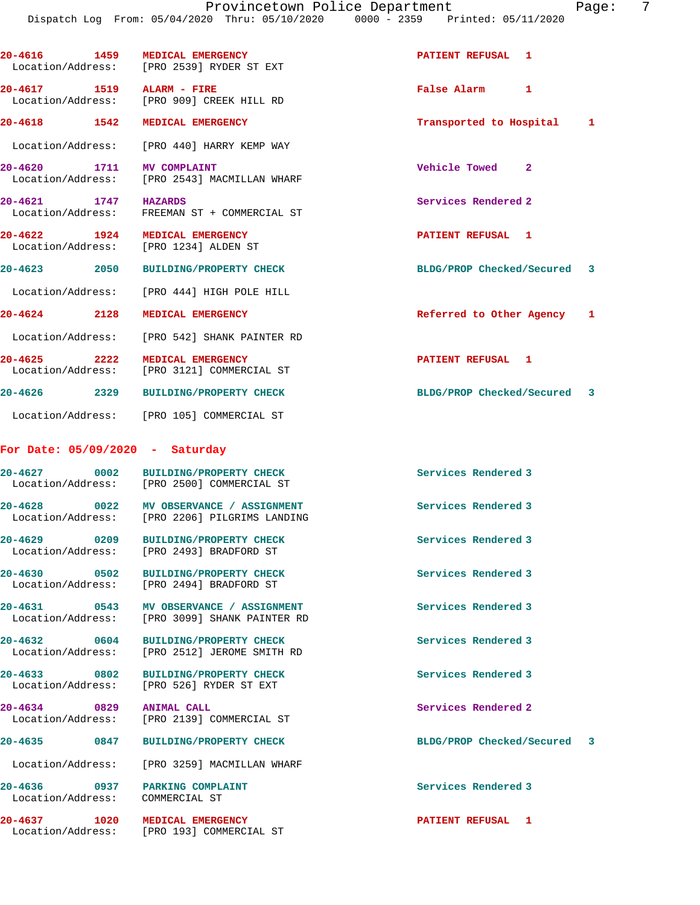20-4616 1459 MEDICAL EMERGENCY PATIENT REFUSAL 1
Location/Address: [PRO 2539] RYDER ST EXT

20-4617 1519 ALARM - FIRE False Alarm 1
Location/Address: [PRO 909] CREEK HILL RD

20-4618 1542 MEDICAL EMERGENCY Transported to Hospital 1
Location/Address: [PRO 440] HARRY KEMP WAY

20-4620 1711 MV COMPLAINT Vehicle Towed 2
Location/Address: [PRO 2543] MACMILLAN WHARF

20-4621 1747 HAZARDS Services Rendered 2
Location/Address: FREEMAN ST + COMMERCIAL ST

20-4622 1924 MEDICAL EMERGENCY PATIENT REFUSAL 1
Location/Address: [PRO 1234] ALDEN ST

20-4623 2050 BUILDING/PROPERTY CHECK BLDG/PROP Checked/Secured 3
Location/Address: [PRO 444] HIGH POLE HILL

20-4624 2128 MEDICAL EMERGENCY Referred to Other Agency 1
Location/Address: [PRO 542] SHANK PAINTER RD

20-4625 2222 MEDICAL EMERGENCY PATIENT REFUSAL 1
Location/Address: [PRO 3121] COMMERCIAL ST

20-4626 2329 BUILDING/PROPERTY CHECK BLDG/PROP Checked/Secured 3
Location/Address: [PRO 105] COMMERCIAL ST

## For Date: 05/09/2020 - Saturday

20-4627 0002 BUILDING/PROPERTY CHECK Services Rendered 3
Location/Address: [PRO 2500] COMMERCIAL ST

20-4628 0022 MV OBSERVANCE / ASSIGNMENT Services Rendered 3
Location/Address: [PRO 2206] PILGRIMS LANDING

20-4629 0209 BUILDING/PROPERTY CHECK Services Rendered 3
Location/Address: [PRO 2493] BRADFORD ST

20-4630 0502 BUILDING/PROPERTY CHECK Services Rendered 3
Location/Address: [PRO 2494] BRADFORD ST

20-4631 0543 MV OBSERVANCE / ASSIGNMENT Services Rendered 3
Location/Address: [PRO 3099] SHANK PAINTER RD

20-4632 0604 BUILDING/PROPERTY CHECK Services Rendered 3
Location/Address: [PRO 2512] JEROME SMITH RD

20-4633 0802 BUILDING/PROPERTY CHECK Services Rendered 3
Location/Address: [PRO 526] RYDER ST EXT

20-4634 0829 ANIMAL CALL Services Rendered 2
Location/Address: [PRO 2139] COMMERCIAL ST

20-4635 0847 BUILDING/PROPERTY CHECK BLDG/PROP Checked/Secured 3
Location/Address: [PRO 3259] MACMILLAN WHARF

20-4636 0937 PARKING COMPLAINT Services Rendered 3
Location/Address: COMMERCIAL ST

20-4637 1020 MEDICAL EMERGENCY PATIENT REFUSAL 1
Location/Address: [PRO 193] COMMERCIAL ST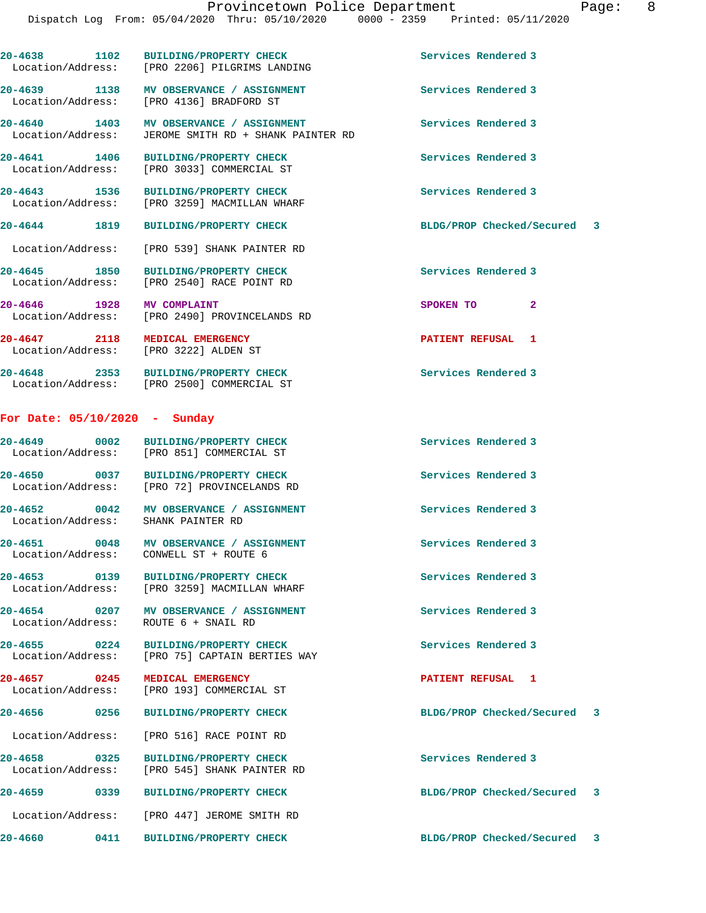20-4638 1102 BUILDING/PROPERTY CHECK Services Rendered 3
Location/Address: [PRO 2206] PILGRIMS LANDING

20-4639 1138 MV OBSERVANCE / ASSIGNMENT Services Rendered 3
Location/Address: [PRO 4136] BRADFORD ST

20-4640 1403 MV OBSERVANCE / ASSIGNMENT Services Rendered 3
Location/Address: JEROME SMITH RD + SHANK PAINTER RD

20-4641 1406 BUILDING/PROPERTY CHECK Services Rendered 3
Location/Address: [PRO 3033] COMMERCIAL ST

20-4643 1536 BUILDING/PROPERTY CHECK Services Rendered 3
Location/Address: [PRO 3259] MACMILLAN WHARF

20-4644 1819 BUILDING/PROPERTY CHECK BLDG/PROP Checked/Secured 3
Location/Address: [PRO 539] SHANK PAINTER RD

20-4645 1850 BUILDING/PROPERTY CHECK Services Rendered 3
Location/Address: [PRO 2540] RACE POINT RD

20-4646 1928 MV COMPLAINT SPOKEN TO 2
Location/Address: [PRO 2490] PROVINCELANDS RD

20-4647 2118 MEDICAL EMERGENCY PATIENT REFUSAL 1
Location/Address: [PRO 3222] ALDEN ST

20-4648 2353 BUILDING/PROPERTY CHECK Services Rendered 3
Location/Address: [PRO 2500] COMMERCIAL ST

## For Date: 05/10/2020 - Sunday

20-4649 0002 BUILDING/PROPERTY CHECK Services Rendered 3
Location/Address: [PRO 851] COMMERCIAL ST

20-4650 0037 BUILDING/PROPERTY CHECK Services Rendered 3
Location/Address: [PRO 72] PROVINCELANDS RD

20-4652 0042 MV OBSERVANCE / ASSIGNMENT Services Rendered 3
Location/Address: SHANK PAINTER RD

20-4651 0048 MV OBSERVANCE / ASSIGNMENT Services Rendered 3
Location/Address: CONWELL ST + ROUTE 6

20-4653 0139 BUILDING/PROPERTY CHECK Services Rendered 3
Location/Address: [PRO 3259] MACMILLAN WHARF

20-4654 0207 MV OBSERVANCE / ASSIGNMENT Services Rendered 3
Location/Address: ROUTE 6 + SNAIL RD

20-4655 0224 BUILDING/PROPERTY CHECK Services Rendered 3
Location/Address: [PRO 75] CAPTAIN BERTIES WAY

20-4657 0245 MEDICAL EMERGENCY PATIENT REFUSAL 1
Location/Address: [PRO 193] COMMERCIAL ST

20-4656 0256 BUILDING/PROPERTY CHECK BLDG/PROP Checked/Secured 3
Location/Address: [PRO 516] RACE POINT RD

20-4658 0325 BUILDING/PROPERTY CHECK Services Rendered 3
Location/Address: [PRO 545] SHANK PAINTER RD

20-4659 0339 BUILDING/PROPERTY CHECK BLDG/PROP Checked/Secured 3
Location/Address: [PRO 447] JEROME SMITH RD

20-4660 0411 BUILDING/PROPERTY CHECK BLDG/PROP Checked/Secured 3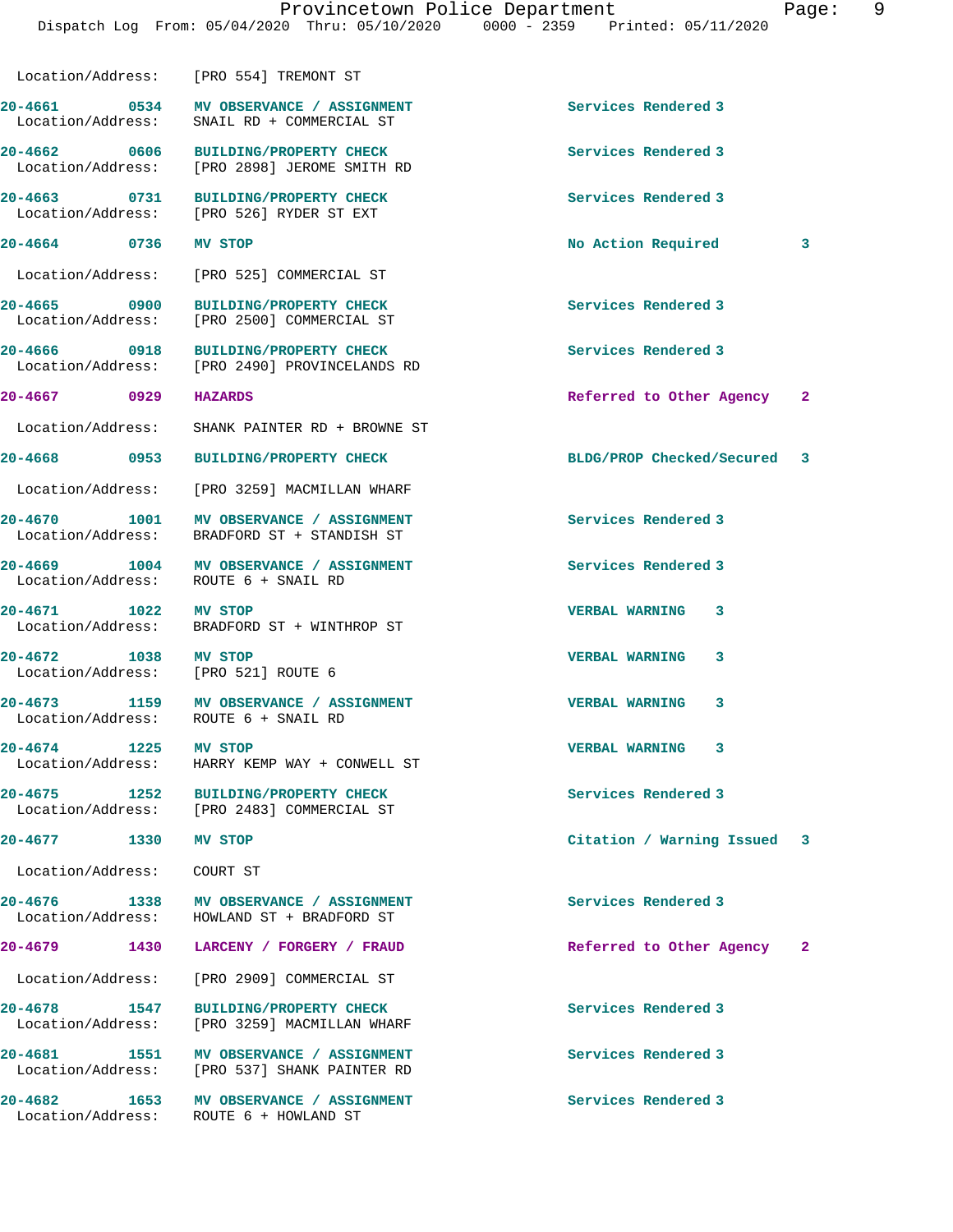Location/Address: [PRO 554] TREMONT ST

| Call Number | Time | Call Reason | Action | Priority |
|---|---|---|---|---|
| 20-4661 | 0534 | MV OBSERVANCE / ASSIGNMENT | Services Rendered | 3 |
| Location/Address: SNAIL RD + COMMERCIAL ST | | | | |
| 20-4662 | 0606 | BUILDING/PROPERTY CHECK | Services Rendered | 3 |
| Location/Address: [PRO 2898] JEROME SMITH RD | | | | |
| 20-4663 | 0731 | BUILDING/PROPERTY CHECK | Services Rendered | 3 |
| Location/Address: [PRO 526] RYDER ST EXT | | | | |
| 20-4664 | 0736 | MV STOP | No Action Required | 3 |
| Location/Address: [PRO 525] COMMERCIAL ST | | | | |
| 20-4665 | 0900 | BUILDING/PROPERTY CHECK | Services Rendered | 3 |
| Location/Address: [PRO 2500] COMMERCIAL ST | | | | |
| 20-4666 | 0918 | BUILDING/PROPERTY CHECK | Services Rendered | 3 |
| Location/Address: [PRO 2490] PROVINCELANDS RD | | | | |
| 20-4667 | 0929 | HAZARDS | Referred to Other Agency | 2 |
| Location/Address: SHANK PAINTER RD + BROWNE ST | | | | |
| 20-4668 | 0953 | BUILDING/PROPERTY CHECK | BLDG/PROP Checked/Secured | 3 |
| Location/Address: [PRO 3259] MACMILLAN WHARF | | | | |
| 20-4670 | 1001 | MV OBSERVANCE / ASSIGNMENT | Services Rendered | 3 |
| Location/Address: BRADFORD ST + STANDISH ST | | | | |
| 20-4669 | 1004 | MV OBSERVANCE / ASSIGNMENT | Services Rendered | 3 |
| Location/Address: ROUTE 6 + SNAIL RD | | | | |
| 20-4671 | 1022 | MV STOP | VERBAL WARNING | 3 |
| Location/Address: BRADFORD ST + WINTHROP ST | | | | |
| 20-4672 | 1038 | MV STOP | VERBAL WARNING | 3 |
| Location/Address: [PRO 521] ROUTE 6 | | | | |
| 20-4673 | 1159 | MV OBSERVANCE / ASSIGNMENT | VERBAL WARNING | 3 |
| Location/Address: ROUTE 6 + SNAIL RD | | | | |
| 20-4674 | 1225 | MV STOP | VERBAL WARNING | 3 |
| Location/Address: HARRY KEMP WAY + CONWELL ST | | | | |
| 20-4675 | 1252 | BUILDING/PROPERTY CHECK | Services Rendered | 3 |
| Location/Address: [PRO 2483] COMMERCIAL ST | | | | |
| 20-4677 | 1330 | MV STOP | Citation / Warning Issued | 3 |
| Location/Address: COURT ST | | | | |
| 20-4676 | 1338 | MV OBSERVANCE / ASSIGNMENT | Services Rendered | 3 |
| Location/Address: HOWLAND ST + BRADFORD ST | | | | |
| 20-4679 | 1430 | LARCENY / FORGERY / FRAUD | Referred to Other Agency | 2 |
| Location/Address: [PRO 2909] COMMERCIAL ST | | | | |
| 20-4678 | 1547 | BUILDING/PROPERTY CHECK | Services Rendered | 3 |
| Location/Address: [PRO 3259] MACMILLAN WHARF | | | | |
| 20-4681 | 1551 | MV OBSERVANCE / ASSIGNMENT | Services Rendered | 3 |
| Location/Address: [PRO 537] SHANK PAINTER RD | | | | |
| 20-4682 | 1653 | MV OBSERVANCE / ASSIGNMENT | Services Rendered | 3 |
| Location/Address: ROUTE 6 + HOWLAND ST | | | | |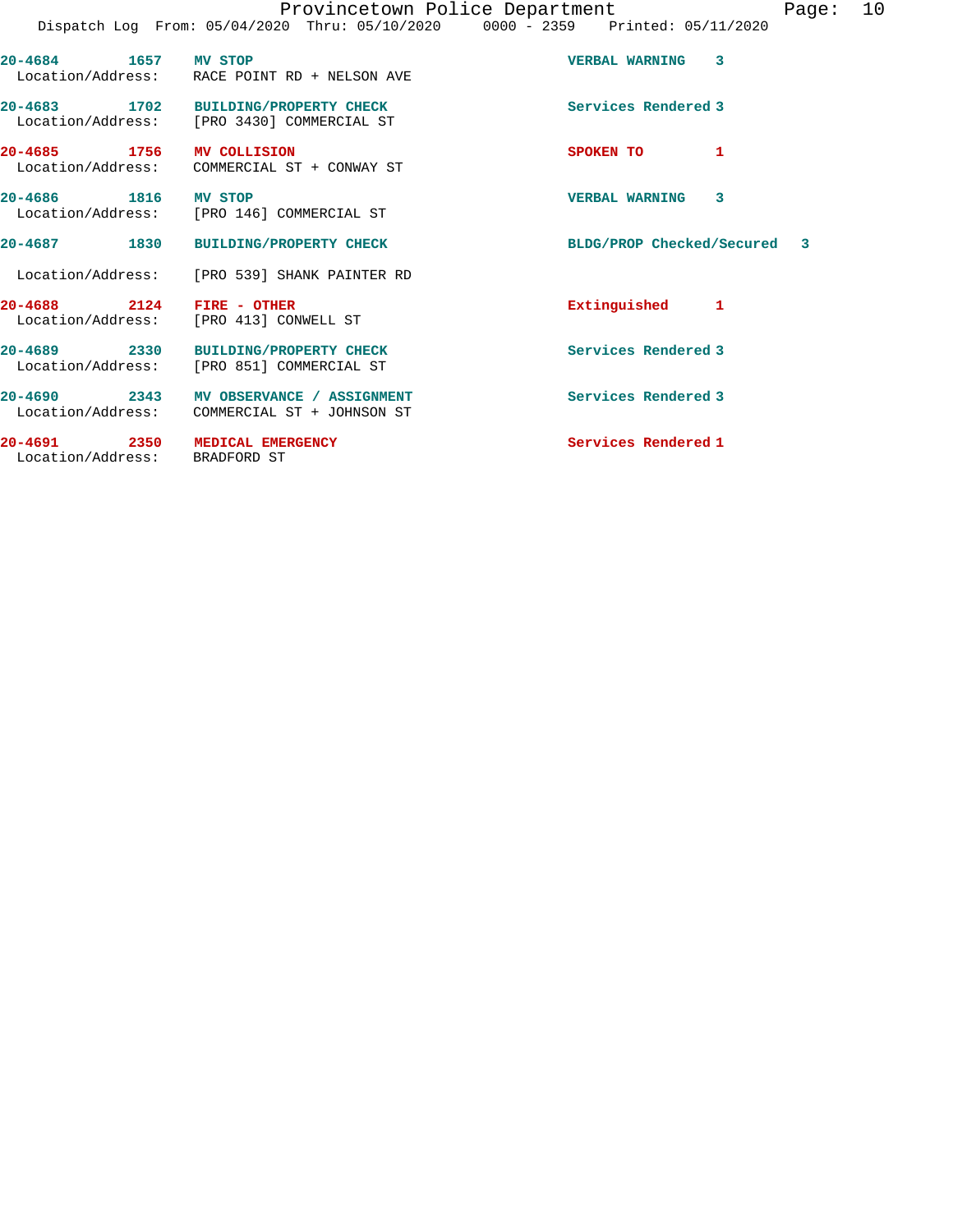| | | | |
|---|---|---|---|
| 20-4684 | 1657 | MV STOP | VERBAL WARNING 3 |
| Location/Address: | | RACE POINT RD + NELSON AVE | |
| 20-4683 | 1702 | BUILDING/PROPERTY CHECK | Services Rendered 3 |
| Location/Address: | | [PRO 3430] COMMERCIAL ST | |
| 20-4685 | 1756 | MV COLLISION | SPOKEN TO 1 |
| Location/Address: | | COMMERCIAL ST + CONWAY ST | |
| 20-4686 | 1816 | MV STOP | VERBAL WARNING 3 |
| Location/Address: | | [PRO 146] COMMERCIAL ST | |
| 20-4687 | 1830 | BUILDING/PROPERTY CHECK | BLDG/PROP Checked/Secured 3 |
| Location/Address: | | [PRO 539] SHANK PAINTER RD | |
| 20-4688 | 2124 | FIRE - OTHER | Extinguished 1 |
| Location/Address: | | [PRO 413] CONWELL ST | |
| 20-4689 | 2330 | BUILDING/PROPERTY CHECK | Services Rendered 3 |
| Location/Address: | | [PRO 851] COMMERCIAL ST | |
| 20-4690 | 2343 | MV OBSERVANCE / ASSIGNMENT | Services Rendered 3 |
| Location/Address: | | COMMERCIAL ST + JOHNSON ST | |
| 20-4691 | 2350 | MEDICAL EMERGENCY | Services Rendered 1 |
| Location/Address: | | BRADFORD ST | |